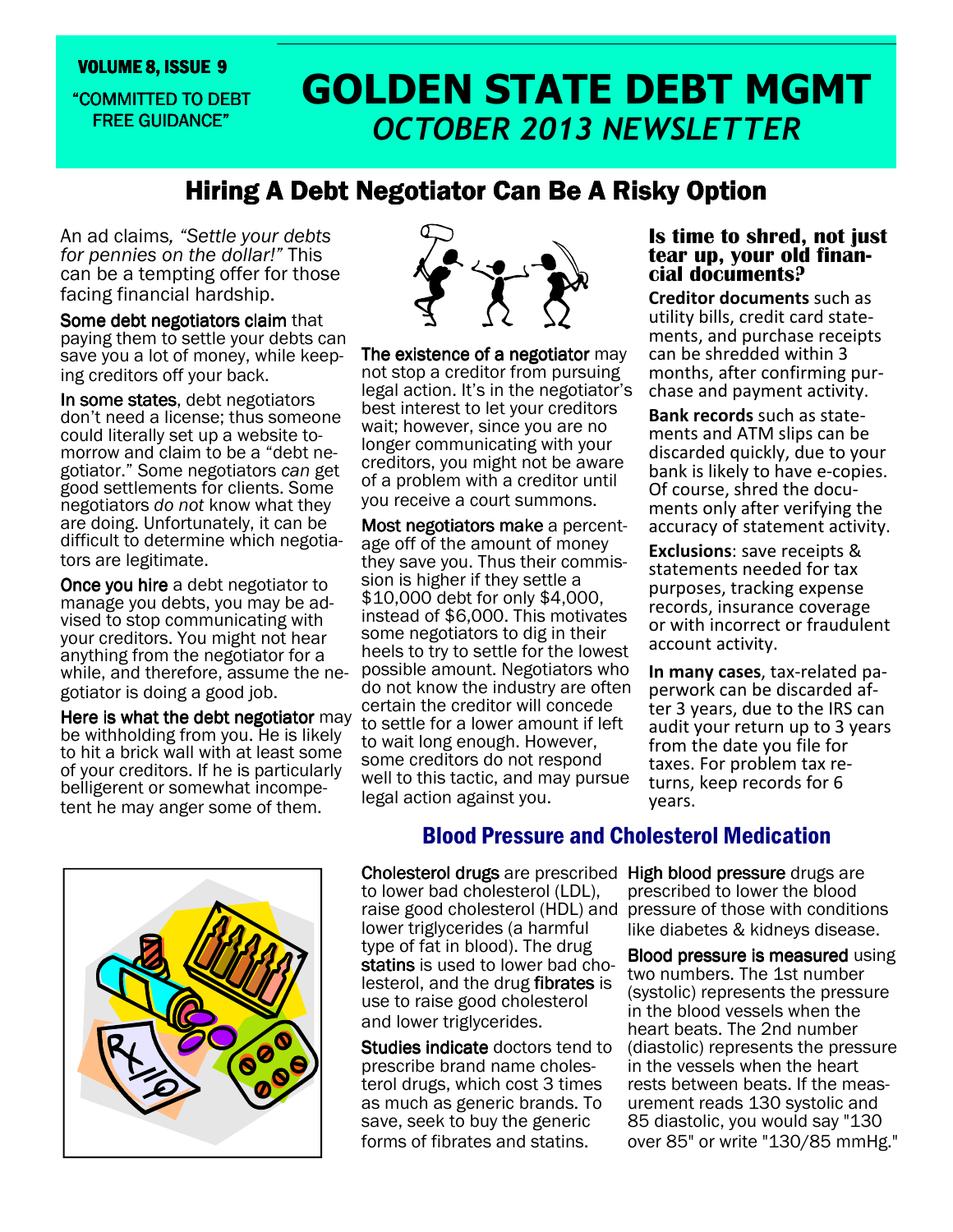VOLUME 8, ISSUE 9

"COMMITTED TO DEBT FREE GUIDANCE"

# GOLDEN STATE DEBT MGMT

## *OCTOBER 2013 NEWSLETTER*

## Hiring A Debt Negotiator Can Be A Risky Option

An ad claims, *"Settle your debts for pennies on the dollar!"* This can be a tempting offer for those facing financial hardship.

**Some debt negotiators claim** that paying them to settle your debts can save you a lot of money, while keeping creditors off your back.

**In some states**, debt negotiators don't need a license; thus someone could literally set up a website tomorrow and claim to be a "debt negotiator." Some negotiators *can* get good settlements for clients. Some negotiators *do not* know what they are doing. Unfortunately, it can be difficult to determine which negotiators are legitimate.

**Once you hire** a debt negotiator to manage you debts, you may be advised to stop communicating with your creditors. You might not hear anything from the negotiator for a while, and therefore, assume the negotiator is doing a good job.

**Here is what the debt negotiator** may be withholding from you. He is likely to hit a brick wall with at least some of your creditors. If he is particularly belligerent or somewhat incompetent he may anger some of them.

**The existence of a negotiator** may not stop a creditor from pursuing legal action. It's in the negotiator's best interest to let your creditors wait; however, since you are no longer communicating with your creditors, you might not be aware of a problem with a creditor until you receive a court summons.

**Most negotiators make** a percentage off of the amount of money they save you. Thus their commission is higher if they settle a $10,000 debt for only $4,000, instead of $6,000. This motivates some negotiators to dig in their heels to try to settle for the lowest possible amount. Negotiators who do not know the industry are often certain the creditor will concede to settle for a lower amount if left to wait long enough. However, some creditors do not respond well to this tactic, and may pursue legal action against you.

### Is time to shred, not just tear up, your old financial documents?

**Creditor documents** such as utility bills, credit card statements, and purchase receipts can be shredded within 3 months, after confirming purchase and payment activity.

**Bank records** such as statements and ATM slips can be discarded quickly, due to your bank is likely to have e-copies. Of course, shred the documents only after verifying the accuracy of statement activity.

**Exclusions**: save receipts & statements needed for tax purposes, tracking expense records, insurance coverage or with incorrect or fraudulent account activity.

**In many cases**, tax-related paperwork can be discarded after 3 years, due to the IRS can audit your return up to 3 years from the date you file for taxes. For problem tax returns, keep records for 6 years.

## Blood Pressure and Cholesterol Medication

**Cholesterol drugs** are prescribed to lower bad cholesterol (LDL), raise good cholesterol (HDL) and lower triglycerides (a harmful type of fat in blood). The drug **statins** is used to lower bad cholesterol, and the drug **fibrates** is use to raise good cholesterol and lower triglycerides.

**Studies indicate** doctors tend to prescribe brand name cholesterol drugs, which cost 3 times as much as generic brands. To save, seek to buy the generic forms of fibrates and statins.

**High blood pressure** drugs are prescribed to lower the blood pressure of those with conditions like diabetes & kidneys disease.

**Blood pressure is measured** using two numbers. The 1st number (systolic) represents the pressure in the blood vessels when the heart beats. The 2nd number (diastolic) represents the pressure in the vessels when the heart rests between beats. If the measurement reads 130 systolic and 85 diastolic, you would say "130 over 85" or write "130/85 mmHg."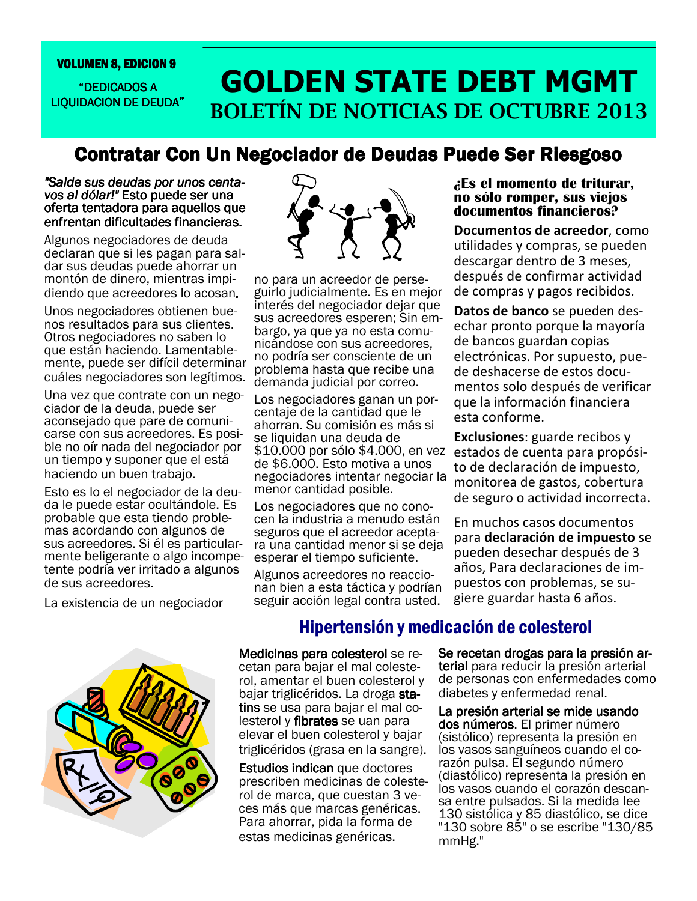VOLUMEN 8, EDICION 9

"DEDICADOS A LIQUIDACION DE DEUDA"

# GOLDEN STATE DEBT MGMT

## BOLETÍN DE NOTICIAS DE OCTUBRE 2013

## Contratar Con Un Negociador de Deudas Puede Ser Riesgoso

*"Salde sus deudas por unos centavos al dólar!"* Esto puede ser una oferta tentadora para aquellos que enfrentan dificultades financieras.

Algunos negociadores de deuda declaran que si les pagan para saldar sus deudas puede ahorrar un montón de dinero, mientras impidiendo que acreedores lo acosan.

Unos negociadores obtienen buenos resultados para sus clientes. Otros negociadores no saben lo que están haciendo. Lamentablemente, puede ser difícil determinar cuáles negociadores son legítimos.

Una vez que contrate con un negociador de la deuda, puede ser aconsejado que pare de comunicarse con sus acreedores. Es posible no oír nada del negociador por un tiempo y suponer que el está haciendo un buen trabajo.

Esto es lo el negociador de la deuda le puede estar ocultándole. Es probable que esta tiendo problemas acordando con algunos de sus acreedores. Si él es particularmente beligerante o algo incompetente podría ver irritado a algunos de sus acreedores.

La existencia de un negociador no para un acreedor de perseguirlo judicialmente. Es en mejor interés del negociador dejar que sus acreedores esperen; Sin embargo, ya que ya no esta comunicándose con sus acreedores, no podría ser consciente de un problema hasta que recibe una demanda judicial por correo.

Los negociadores ganan un porcentaje de la cantidad que le ahorran. Su comisión es más si se liquidan una deuda de $10.000 por sólo $4.000, en vez de $6.000. Esto motiva a unos negociadores intentar negociar la menor cantidad posible.

Los negociadores que no conocen la industria a menudo están seguros que el acreedor aceptara una cantidad menor si se deja esperar el tiempo suficiente.

Algunos acreedores no reaccionan bien a esta táctica y podrían seguir acción legal contra usted.

### ¿Es el momento de triturar, no sólo romper, sus viejos documentos financieros?

**Documentos de acreedor**, como utilidades y compras, se pueden descargar dentro de 3 meses, después de confirmar actividad de compras y pagos recibidos.

**Datos de banco** se pueden desechar pronto porque la mayoría de bancos guardan copias electrónicas. Por supuesto, puede deshacerse de estos documentos solo después de verificar que la información financiera esta conforme.

**Exclusiones**: guarde recibos y estados de cuenta para propósito de declaración de impuesto, monitorea de gastos, cobertura de seguro o actividad incorrecta.

En muchos casos documentos para **declaración de impuesto** se pueden desechar después de 3 años, Para declaraciones de impuestos con problemas, se sugiere guardar hasta 6 años.

## Hipertensión y medicación de colesterol

**Medicinas para colesterol** se recetan para bajar el mal colesterol, amentar el buen colesterol y bajar triglicéridos. La droga **statins** se usa para bajar el mal colesterol y **fibrates** se uan para elevar el buen colesterol y bajar triglicéridos (grasa en la sangre).

**Estudios indican** que doctores prescriben medicinas de colesterol de marca, que cuestan 3 veces más que marcas genéricas. Para ahorrar, pida la forma de estas medicinas genéricas.

**Se recetan drogas para la presión arterial** para reducir la presión arterial de personas con enfermedades como diabetes y enfermedad renal.

**La presión arterial se mide usando dos números.** El primer número (sistólico) representa la presión en los vasos sanguíneos cuando el corazón pulsa. El segundo número (diastólico) representa la presión en los vasos cuando el corazón descansa entre pulsados. Si la medida lee 130 sistólica y 85 diastólico, se dice "130 sobre 85" o se escribe "130/85 mmHg."